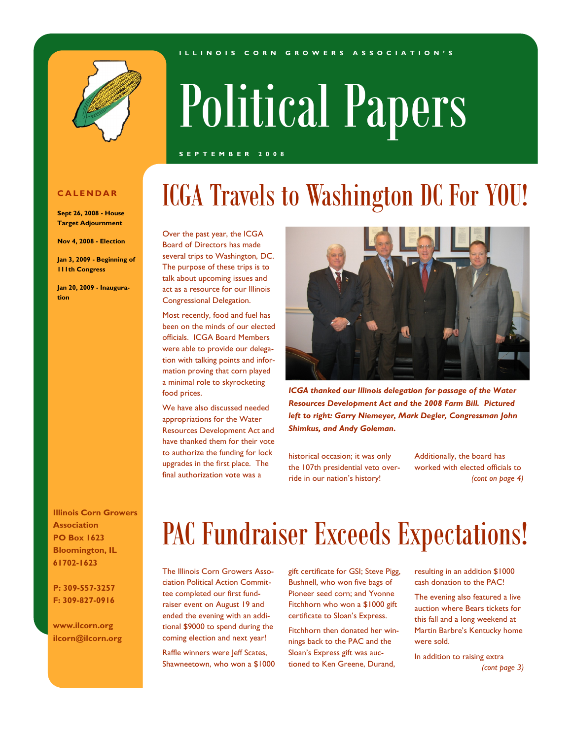ILLINOIS CORN GROWERS ASSOCIATION'S

# Political Papers

SEPTEMBER 2008

## CALENDAR

**Sept 26, 2008 - House Target Adjournment**

**Nov 4, 2008 - Election**

**Jan 3, 2009 - Beginning of 111th Congress**

**Jan 20, 2009 - Inauguration**

# ICGA Travels to Washington DC For YOU!

Over the past year, the ICGA Board of Directors has made several trips to Washington, DC. The purpose of these trips is to talk about upcoming issues and act as a resource for our Illinois Congressional Delegation.

Most recently, food and fuel has been on the minds of our elected officials. ICGA Board Members were able to provide our delegation with talking points and information proving that corn played a minimal role to skyrocketing food prices.

We have also discussed needed appropriations for the Water Resources Development Act and have thanked them for their vote to authorize the funding for lock upgrades in the first place. The final authorization vote was a historical occasion; it was only the 107th presidential veto override in our nation's history!

***ICGA thanked our Illinois delegation for passage of the Water Resources Development Act and the 2008 Farm Bill. Pictured left to right: Garry Niemeyer, Mark Degler, Congressman John Shimkus, and Andy Goleman.***

Additionally, the board has worked with elected officials to *(cont on page 4)*

# PAC Fundraiser Exceeds Expectations!

The Illinois Corn Growers Association Political Action Committee completed our first fundraiser event on August 19 and ended the evening with an additional $9000 to spend during the coming election and next year!

Raffle winners were Jeff Scates, Shawneetown, who won a $1000 gift certificate for GSI; Steve Pigg, Bushnell, who won five bags of Pioneer seed corn; and Yvonne Fitchhorn who won a $1000 gift certificate to Sloan's Express.

Fitchhorn then donated her winnings back to the PAC and the Sloan's Express gift was auctioned to Ken Greene, Durand, resulting in an addition $1000 cash donation to the PAC!

The evening also featured a live auction where Bears tickets for this fall and a long weekend at Martin Barbre's Kentucky home were sold.

In addition to raising extra *(cont page 3)*

**Illinois Corn Growers Association**
**PO Box 1623**
**Bloomington, IL 61702-1623**

**P: 309-557-3257**
**F: 309-827-0916**

**www.ilcorn.org**
**ilcorn@ilcorn.org**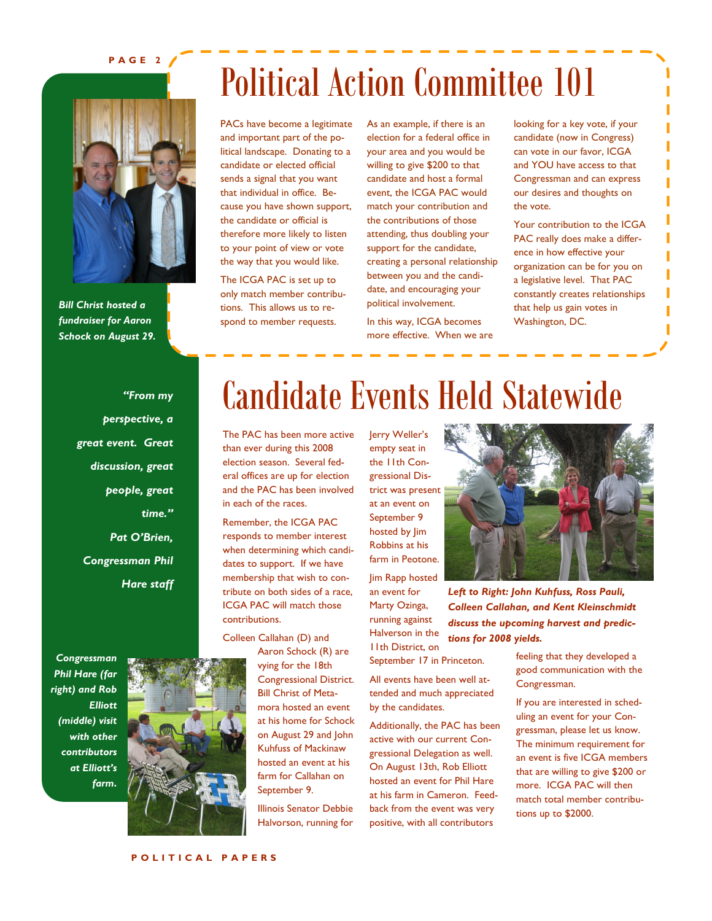# Political Action Committee 101

*Bill Christ hosted a fundraiser for Aaron Schock on August 29.*

PACs have become a legitimate and important part of the political landscape. Donating to a candidate or elected official sends a signal that you want that individual in office. Because you have shown support, the candidate or official is therefore more likely to listen to your point of view or vote the way that you would like.

The ICGA PAC is set up to only match member contributions. This allows us to respond to member requests.

As an example, if there is an election for a federal office in your area and you would be willing to give $200 to that candidate and host a formal event, the ICGA PAC would match your contribution and the contributions of those attending, thus doubling your support for the candidate, creating a personal relationship between you and the candidate, and encouraging your political involvement.

In this way, ICGA becomes more effective. When we are looking for a key vote, if your candidate (now in Congress) can vote in our favor, ICGA and YOU have access to that Congressman and can express our desires and thoughts on the vote.

Your contribution to the ICGA PAC really does make a difference in how effective your organization can be for you on a legislative level. That PAC constantly creates relationships that help us gain votes in Washington, DC.

# Candidate Events Held Statewide

> ***"From my perspective, a great event. Great discussion, great people, great time."***
>
> ***Pat O'Brien, Congressman Phil Hare staff***

The PAC has been more active than ever during this 2008 election season. Several federal offices are up for election and the PAC has been involved in each of the races.

Remember, the ICGA PAC responds to member interest when determining which candidates to support. If we have membership that wish to contribute on both sides of a race, ICGA PAC will match those contributions.

Colleen Callahan (D) and Aaron Schock (R) are vying for the 18th Congressional District. Bill Christ of Metamora hosted an event at his home for Schock on August 29 and John Kuhfuss of Mackinaw hosted an event at his farm for Callahan on September 9.

Illinois Senator Debbie Halvorson, running for Jerry Weller's empty seat in the 11th Congressional District was present at an event on September 9 hosted by Jim Robbins at his farm in Peotone.

Jim Rapp hosted an event for Marty Ozinga, running against Halverson in the 11th District, on September 17 in Princeton.

All events have been well attended and much appreciated by the candidates.

Additionally, the PAC has been active with our current Congressional Delegation as well. On August 13th, Rob Elliott hosted an event for Phil Hare at his farm in Cameron. Feedback from the event was very positive, with all contributors feeling that they developed a good communication with the Congressman.

If you are interested in scheduling an event for your Congressman, please let us know. The minimum requirement for an event is five ICGA members that are willing to give $200 or more. ICGA PAC will then match total member contributions up to $2000.

***Left to Right: John Kuhfuss, Ross Pauli, Colleen Callahan, and Kent Kleinschmidt discuss the upcoming harvest and predictions for 2008 yields.***

***Congressman Phil Hare (far right) and Rob Elliott (middle) visit with other contributors at Elliott's farm.***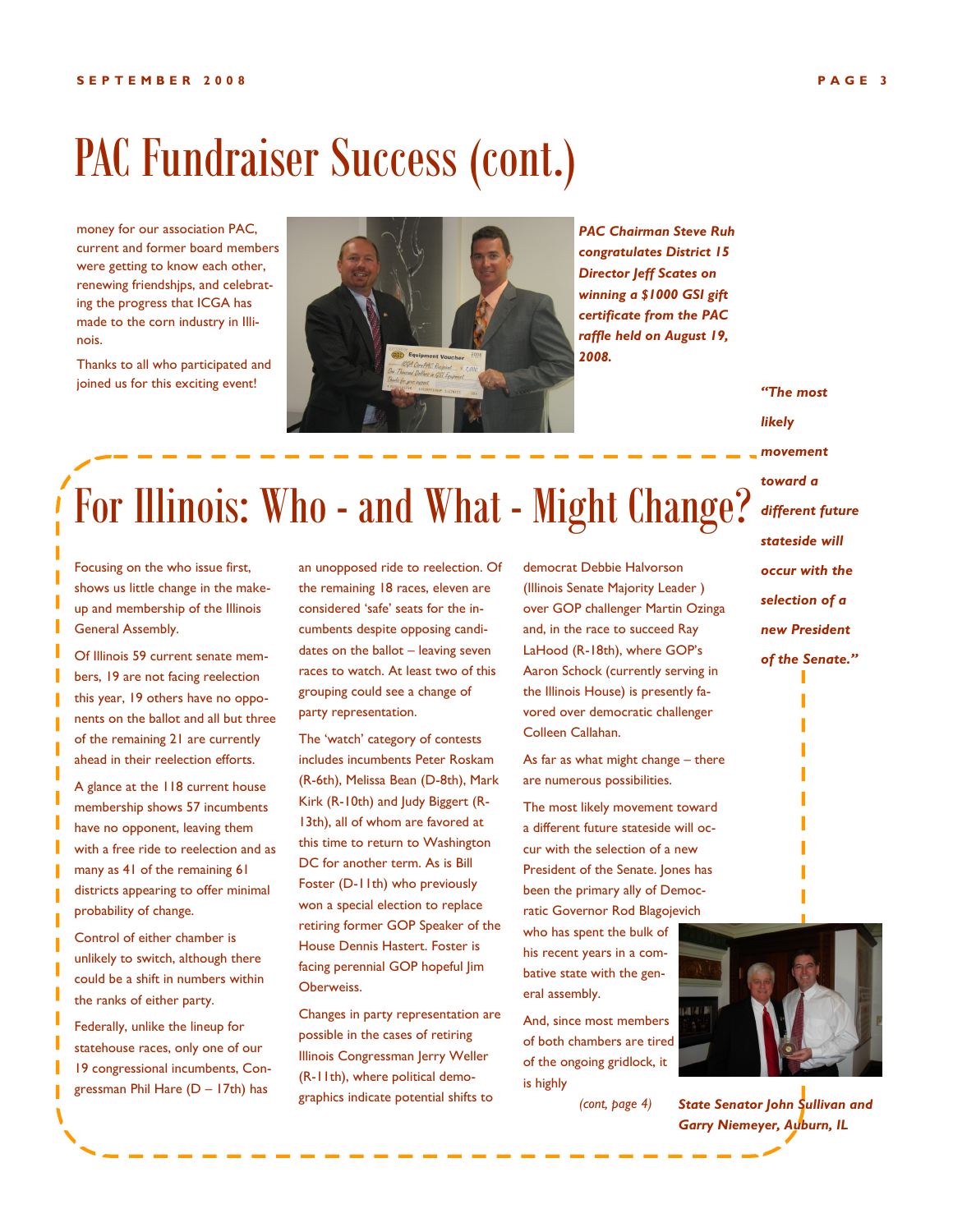# PAC Fundraiser Success (cont.)

money for our association PAC, current and former board members were getting to know each other, renewing friendshjps, and celebrating the progress that ICGA has made to the corn industry in Illinois.

Thanks to all who participated and joined us for this exciting event!

***PAC Chairman Steve Ruh congratulates District 15 Director Jeff Scates on winning a $1000 GSI gift certificate from the PAC raffle held on August 19, 2008.***

# For Illinois: Who - and What - Might Change?

Focusing on the who issue first, shows us little change in the make-up and membership of the Illinois General Assembly.

Of Illinois 59 current senate members, 19 are not facing reelection this year, 19 others have no opponents on the ballot and all but three of the remaining 21 are currently ahead in their reelection efforts.

A glance at the 118 current house membership shows 57 incumbents have no opponent, leaving them with a free ride to reelection and as many as 41 of the remaining 61 districts appearing to offer minimal probability of change.

Control of either chamber is unlikely to switch, although there could be a shift in numbers within the ranks of either party.

Federally, unlike the lineup for statehouse races, only one of our 19 congressional incumbents, Congressman Phil Hare (D – 17th) has an unopposed ride to reelection. Of the remaining 18 races, eleven are considered 'safe' seats for the incumbents despite opposing candidates on the ballot – leaving seven races to watch. At least two of this grouping could see a change of party representation.

The 'watch' category of contests includes incumbents Peter Roskam (R-6th), Melissa Bean (D-8th), Mark Kirk (R-10th) and Judy Biggert (R-13th), all of whom are favored at this time to return to Washington DC for another term. As is Bill Foster (D-11th) who previously won a special election to replace retiring former GOP Speaker of the House Dennis Hastert. Foster is facing perennial GOP hopeful Jim Oberweiss.

Changes in party representation are possible in the cases of retiring Illinois Congressman Jerry Weller (R-11th), where political demographics indicate potential shifts to democrat Debbie Halvorson (Illinois Senate Majority Leader ) over GOP challenger Martin Ozinga and, in the race to succeed Ray LaHood (R-18th), where GOP's Aaron Schock (currently serving in the Illinois House) is presently favored over democratic challenger Colleen Callahan.

As far as what might change – there are numerous possibilities.

The most likely movement toward a different future stateside will occur with the selection of a new President of the Senate. Jones has been the primary ally of Democratic Governor Rod Blagojevich who has spent the bulk of his recent years in a combative state with the general assembly.

And, since most members of both chambers are tired of the ongoing gridlock, it is highly

*(cont, page 4)*

***"The most likely movement toward a different future stateside will occur with the selection of a new President of the Senate."***

***State Senator John Sullivan and Garry Niemeyer, Auburn, IL***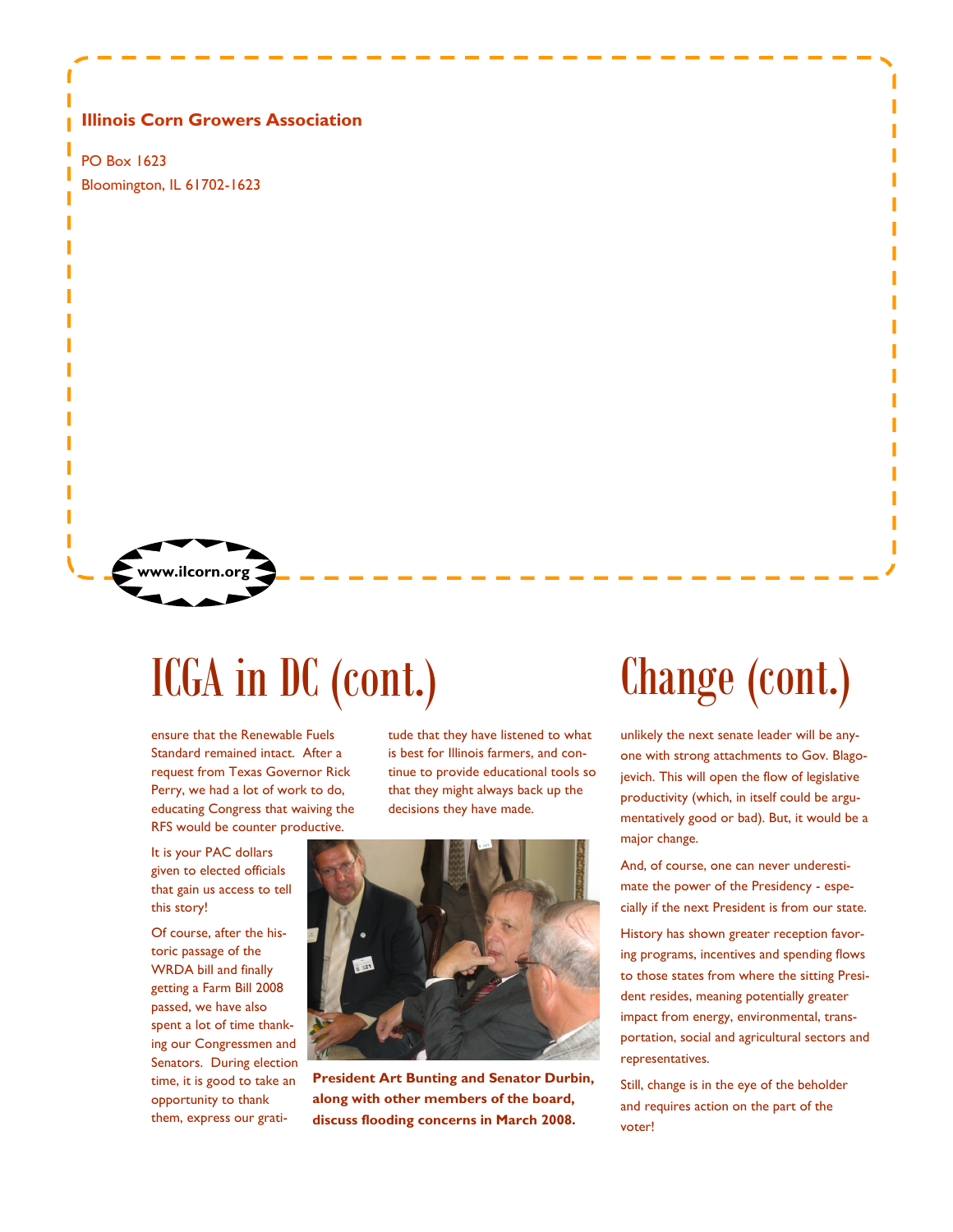**Illinois Corn Growers Association**

PO Box 1623
Bloomington, IL 61702-1623

www.ilcorn.org

# ICGA in DC (cont.)

ensure that the Renewable Fuels Standard remained intact. After a request from Texas Governor Rick Perry, we had a lot of work to do, educating Congress that waiving the RFS would be counter productive.

It is your PAC dollars given to elected officials that gain us access to tell this story!

Of course, after the historic passage of the WRDA bill and finally getting a Farm Bill 2008 passed, we have also spent a lot of time thanking our Congressmen and Senators. During election time, it is good to take an opportunity to thank them, express our gratitude that they have listened to what is best for Illinois farmers, and continue to provide educational tools so that they might always back up the decisions they have made.

**President Art Bunting and Senator Durbin, along with other members of the board, discuss flooding concerns in March 2008.**

# Change (cont.)

unlikely the next senate leader will be anyone with strong attachments to Gov. Blagojevich. This will open the flow of legislative productivity (which, in itself could be argumentatively good or bad). But, it would be a major change.

And, of course, one can never underestimate the power of the Presidency - especially if the next President is from our state.

History has shown greater reception favoring programs, incentives and spending flows to those states from where the sitting President resides, meaning potentially greater impact from energy, environmental, transportation, social and agricultural sectors and representatives.

Still, change is in the eye of the beholder and requires action on the part of the voter!